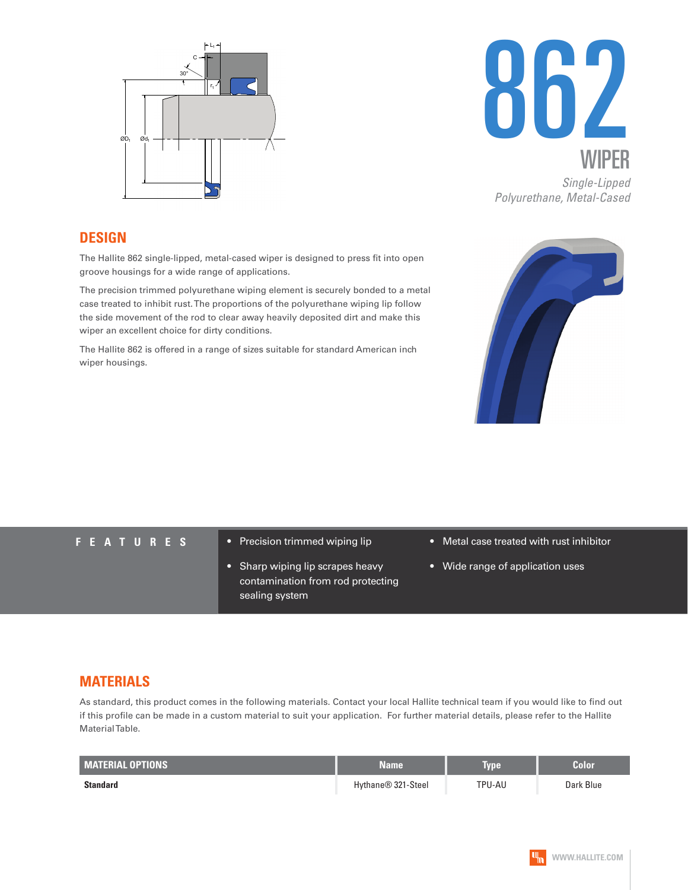# 862

## WIPER

*Single-Lipped Polyurethane, Metal-Cased*

## DESIGN

The Hallite 862 single-lipped, metal-cased wiper is designed to press fit into open groove housings for a wide range of applications.

The precision trimmed polyurethane wiping element is securely bonded to a metal case treated to inhibit rust. The proportions of the polyurethane wiping lip follow the side movement of the rod to clear away heavily deposited dirt and make this wiper an excellent choice for dirty conditions.

The Hallite 862 is offered in a range of sizes suitable for standard American inch wiper housings.

## FEATURES

- Precision trimmed wiping lip
- Sharp wiping lip scrapes heavy contamination from rod protecting sealing system
- Metal case treated with rust inhibitor
- Wide range of application uses

## MATERIALS

As standard, this product comes in the following materials. Contact your local Hallite technical team if you would like to find out if this profile can be made in a custom material to suit your application. For further material details, please refer to the Hallite Material Table.

| MATERIAL OPTIONS | Name | Type | Color |
|---|---|---|---|
| **Standard** | Hythane® 321-Steel | TPU-AU | Dark Blue |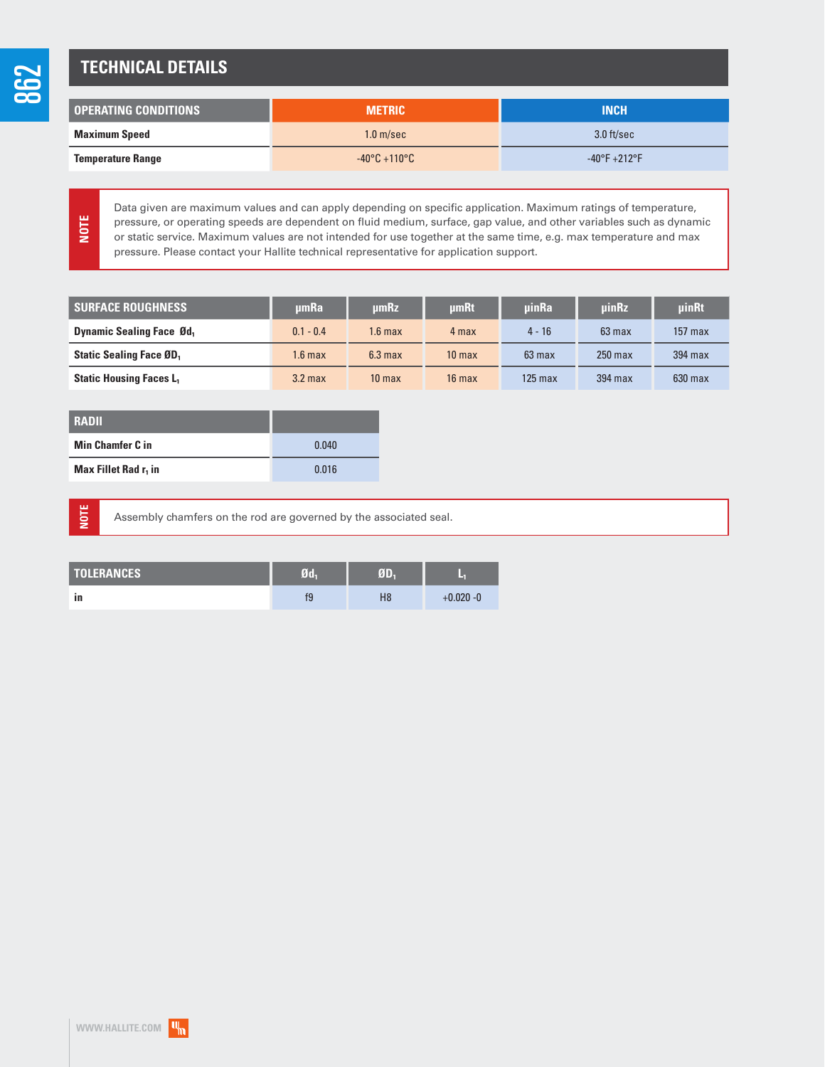## TECHNICAL DETAILS

| OPERATING CONDITIONS | METRIC | INCH |
|---|---|---|
| Maximum Speed | 1.0 m/sec | 3.0 ft/sec |
| Temperature Range | -40°C +110°C | -40°F +212°F |

**NOTE**

Data given are maximum values and can apply depending on specific application. Maximum ratings of temperature, pressure, or operating speeds are dependent on fluid medium, surface, gap value, and other variables such as dynamic or static service. Maximum values are not intended for use together at the same time, e.g. max temperature and max pressure. Please contact your Hallite technical representative for application support.

| SURFACE ROUGHNESS | μmRa | μmRz | μmRt | μinRa | μinRz | μinRt |
|---|---|---|---|---|---|---|
| Dynamic Sealing Face $Ød_1$ | 0.1 - 0.4 | 1.6 max | 4 max | 4 - 16 | 63 max | 157 max |
| Static Sealing Face $ØD_1$ | 1.6 max | 6.3 max | 10 max | 63 max | 250 max | 394 max |
| Static Housing Faces $L_1$ | 3.2 max | 10 max | 16 max | 125 max | 394 max | 630 max |

| RADII | |
|---|---|
| Min Chamfer C in | 0.040 |
| Max Fillet Rad $r_1$ in | 0.016 |

**NOTE**

Assembly chamfers on the rod are governed by the associated seal.

| TOLERANCES | $Ød_1$ | $ØD_1$ | $L_1$ |
|---|---|---|---|
| in | f9 | H8 | +0.020 -0 |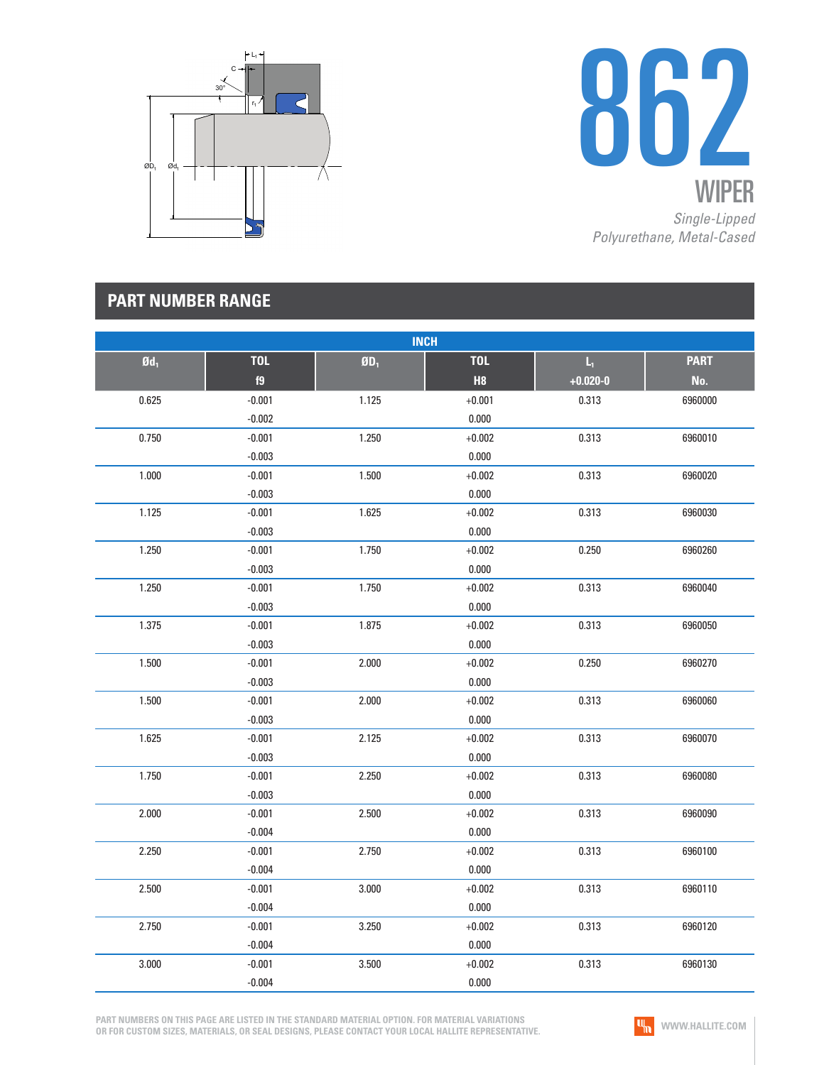# 862

## WIPER

*Single-Lipped Polyurethane, Metal-Cased*

## PART NUMBER RANGE

| INCH | | | | | |
|---|---|---|---|---|---|
| $Ød_1$ | TOL f9 | $ØD_1$ | TOL H8 | $L_1$ +0.020-0 | PART No. |
| 0.625 | -0.001<br>-0.002 | 1.125 | +0.001<br>0.000 | 0.313 | 6960000 |
| 0.750 | -0.001<br>-0.003 | 1.250 | +0.002<br>0.000 | 0.313 | 6960010 |
| 1.000 | -0.001<br>-0.003 | 1.500 | +0.002<br>0.000 | 0.313 | 6960020 |
| 1.125 | -0.001<br>-0.003 | 1.625 | +0.002<br>0.000 | 0.313 | 6960030 |
| 1.250 | -0.001<br>-0.003 | 1.750 | +0.002<br>0.000 | 0.250 | 6960260 |
| 1.250 | -0.001<br>-0.003 | 1.750 | +0.002<br>0.000 | 0.313 | 6960040 |
| 1.375 | -0.001<br>-0.003 | 1.875 | +0.002<br>0.000 | 0.313 | 6960050 |
| 1.500 | -0.001<br>-0.003 | 2.000 | +0.002<br>0.000 | 0.250 | 6960270 |
| 1.500 | -0.001<br>-0.003 | 2.000 | +0.002<br>0.000 | 0.313 | 6960060 |
| 1.625 | -0.001<br>-0.003 | 2.125 | +0.002<br>0.000 | 0.313 | 6960070 |
| 1.750 | -0.001<br>-0.003 | 2.250 | +0.002<br>0.000 | 0.313 | 6960080 |
| 2.000 | -0.001<br>-0.004 | 2.500 | +0.002<br>0.000 | 0.313 | 6960090 |
| 2.250 | -0.001<br>-0.004 | 2.750 | +0.002<br>0.000 | 0.313 | 6960100 |
| 2.500 | -0.001<br>-0.004 | 3.000 | +0.002<br>0.000 | 0.313 | 6960110 |
| 2.750 | -0.001<br>-0.004 | 3.250 | +0.002<br>0.000 | 0.313 | 6960120 |
| 3.000 | -0.001<br>-0.004 | 3.500 | +0.002<br>0.000 | 0.313 | 6960130 |

PART NUMBERS ON THIS PAGE ARE LISTED IN THE STANDARD MATERIAL OPTION. FOR MATERIAL VARIATIONS OR FOR CUSTOM SIZES, MATERIALS, OR SEAL DESIGNS, PLEASE CONTACT YOUR LOCAL HALLITE REPRESENTATIVE.

WWW.HALLITE.COM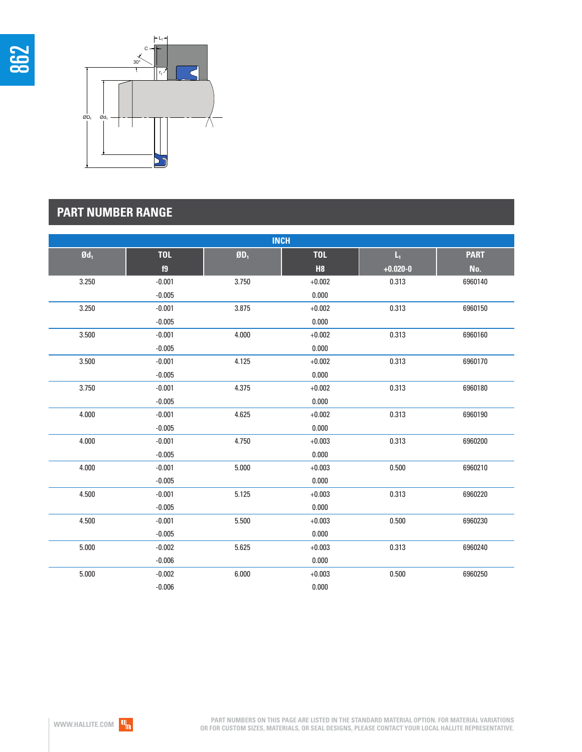## PART NUMBER RANGE

| INCH | | | | | |
|---|---|---|---|---|---|
| $Ød_1$ | TOL f9 | $ØD_1$ | TOL H8 | $L_1$ +0.020-0 | PART No. |
| 3.250 | -0.001 -0.005 | 3.750 | +0.002 0.000 | 0.313 | 6960140 |
| 3.250 | -0.001 -0.005 | 3.875 | +0.002 0.000 | 0.313 | 6960150 |
| 3.500 | -0.001 -0.005 | 4.000 | +0.002 0.000 | 0.313 | 6960160 |
| 3.500 | -0.001 -0.005 | 4.125 | +0.002 0.000 | 0.313 | 6960170 |
| 3.750 | -0.001 -0.005 | 4.375 | +0.002 0.000 | 0.313 | 6960180 |
| 4.000 | -0.001 -0.005 | 4.625 | +0.002 0.000 | 0.313 | 6960190 |
| 4.000 | -0.001 -0.005 | 4.750 | +0.003 0.000 | 0.313 | 6960200 |
| 4.000 | -0.001 -0.005 | 5.000 | +0.003 0.000 | 0.500 | 6960210 |
| 4.500 | -0.001 -0.005 | 5.125 | +0.003 0.000 | 0.313 | 6960220 |
| 4.500 | -0.001 -0.005 | 5.500 | +0.003 0.000 | 0.500 | 6960230 |
| 5.000 | -0.002 -0.006 | 5.625 | +0.003 0.000 | 0.313 | 6960240 |
| 5.000 | -0.002 -0.006 | 6.000 | +0.003 0.000 | 0.500 | 6960250 |

PART NUMBERS ON THIS PAGE ARE LISTED IN THE STANDARD MATERIAL OPTION. FOR MATERIAL VARIATIONS OR FOR CUSTOM SIZES, MATERIALS, OR SEAL DESIGNS, PLEASE CONTACT YOUR LOCAL HALLITE REPRESENTATIVE.